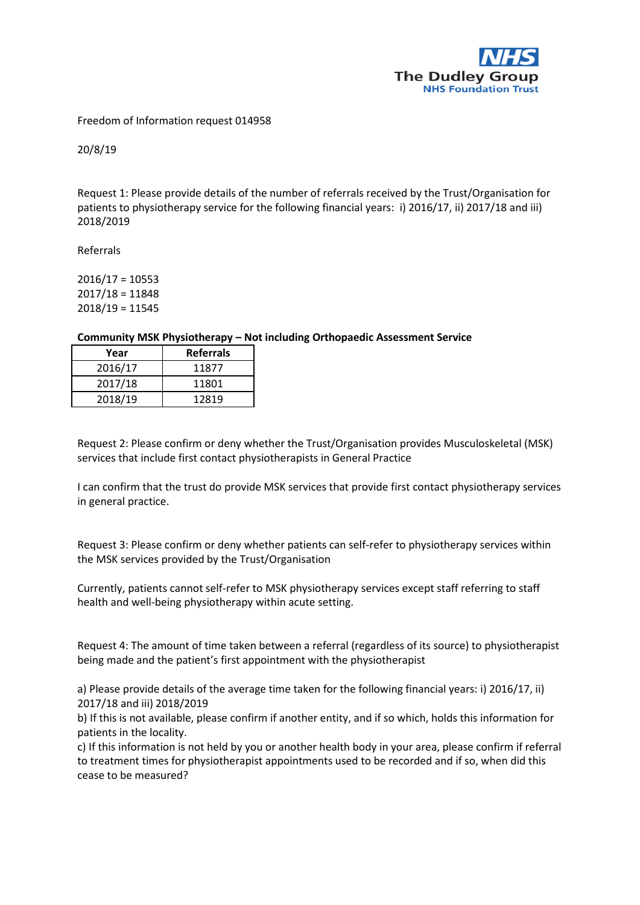Freedom of Information request 014958

20/8/19

Request 1: Please provide details of the number of referrals received by the Trust/Organisation for patients to physiotherapy service for the following financial years: i) 2016/17, ii) 2017/18 and iii) 2018/2019

Referrals

2016/17 = 10553
2017/18 = 11848
2018/19 = 11545

**Community MSK Physiotherapy – Not including Orthopaedic Assessment Service**

| Year | Referrals |
|---|---|
| 2016/17 | 11877 |
| 2017/18 | 11801 |
| 2018/19 | 12819 |

Request 2: Please confirm or deny whether the Trust/Organisation provides Musculoskeletal (MSK) services that include first contact physiotherapists in General Practice

I can confirm that the trust do provide MSK services that provide first contact physiotherapy services in general practice.

Request 3: Please confirm or deny whether patients can self-refer to physiotherapy services within the MSK services provided by the Trust/Organisation

Currently, patients cannot self-refer to MSK physiotherapy services except staff referring to staff health and well-being physiotherapy within acute setting.

Request 4: The amount of time taken between a referral (regardless of its source) to physiotherapist being made and the patient's first appointment with the physiotherapist

a) Please provide details of the average time taken for the following financial years: i) 2016/17, ii) 2017/18 and iii) 2018/2019
b) If this is not available, please confirm if another entity, and if so which, holds this information for patients in the locality.
c) If this information is not held by you or another health body in your area, please confirm if referral to treatment times for physiotherapist appointments used to be recorded and if so, when did this cease to be measured?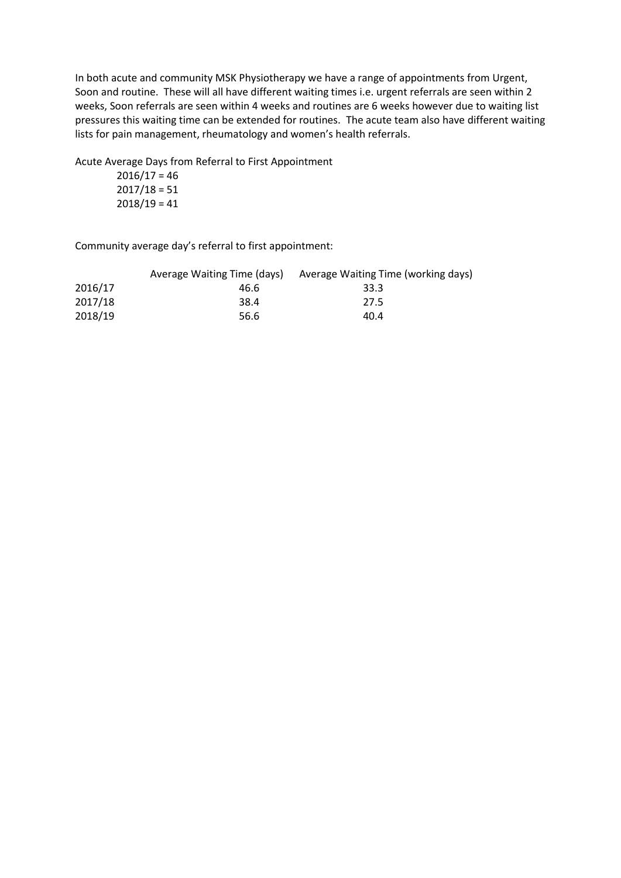In both acute and community MSK Physiotherapy we have a range of appointments from Urgent, Soon and routine. These will all have different waiting times i.e. urgent referrals are seen within 2 weeks, Soon referrals are seen within 4 weeks and routines are 6 weeks however due to waiting list pressures this waiting time can be extended for routines. The acute team also have different waiting lists for pain management, rheumatology and women's health referrals.

Acute Average Days from Referral to First Appointment

2016/17 = 46
2017/18 = 51
2018/19 = 41

Community average day's referral to first appointment:

| | Average Waiting Time (days) | Average Waiting Time (working days) |
|---|---|---|
| 2016/17 | 46.6 | 33.3 |
| 2017/18 | 38.4 | 27.5 |
| 2018/19 | 56.6 | 40.4 |